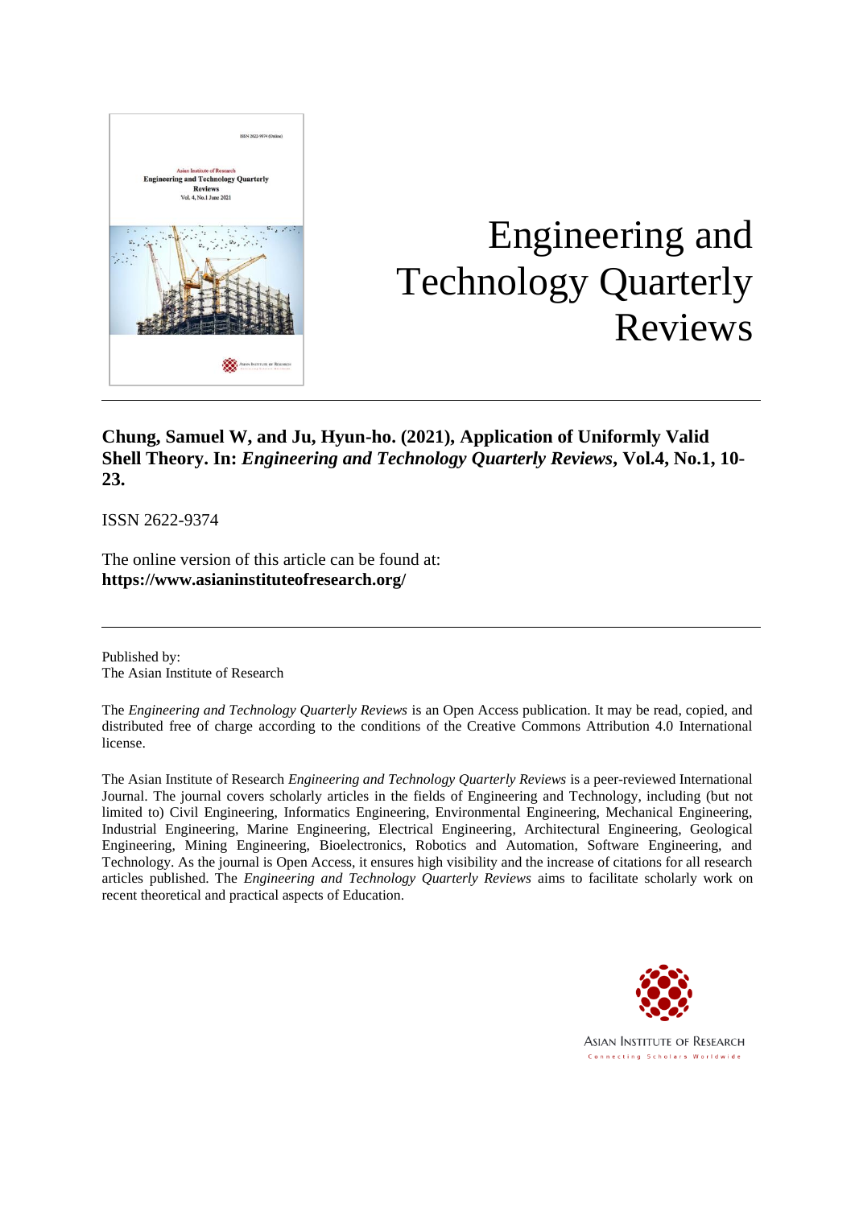# Engineering and Technology Quarterly Reviews

**Chung, Samuel W, and Ju, Hyun-ho. (2021), Application of Uniformly Valid Shell Theory. In: *Engineering and Technology Quarterly Reviews*, Vol.4, No.1, 10-23.**

ISSN 2622-9374

The online version of this article can be found at:
**https://www.asianinstituteofresearch.org/**

---

Published by:
The Asian Institute of Research

The *Engineering and Technology Quarterly Reviews* is an Open Access publication. It may be read, copied, and distributed free of charge according to the conditions of the Creative Commons Attribution 4.0 International license.

The Asian Institute of Research *Engineering and Technology Quarterly Reviews* is a peer-reviewed International Journal. The journal covers scholarly articles in the fields of Engineering and Technology, including (but not limited to) Civil Engineering, Informatics Engineering, Environmental Engineering, Mechanical Engineering, Industrial Engineering, Marine Engineering, Electrical Engineering, Architectural Engineering, Geological Engineering, Mining Engineering, Bioelectronics, Robotics and Automation, Software Engineering, and Technology. As the journal is Open Access, it ensures high visibility and the increase of citations for all research articles published. The *Engineering and Technology Quarterly Reviews* aims to facilitate scholarly work on recent theoretical and practical aspects of Education.

ASIAN INSTITUTE OF RESEARCH
Connecting Scholars Worldwide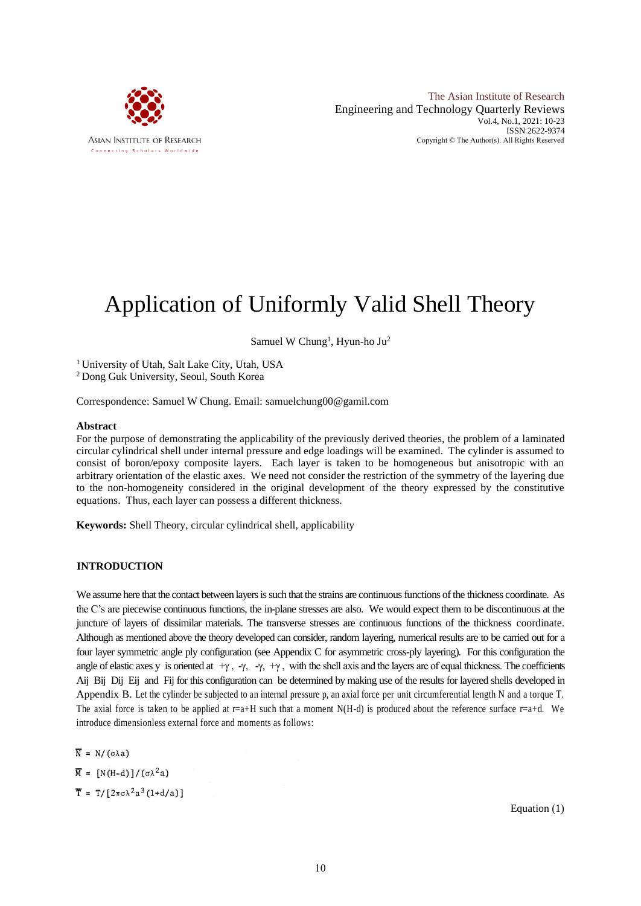# Application of Uniformly Valid Shell Theory

Samuel W Chung[1], Hyun-ho Ju[2]

[1] University of Utah, Salt Lake City, Utah, USA
[2] Dong Guk University, Seoul, South Korea

Correspondence: Samuel W Chung. Email: samuelchung00@gamil.com

**Abstract**

For the purpose of demonstrating the applicability of the previously derived theories, the problem of a laminated circular cylindrical shell under internal pressure and edge loadings will be examined. The cylinder is assumed to consist of boron/epoxy composite layers. Each layer is taken to be homogeneous but anisotropic with an arbitrary orientation of the elastic axes. We need not consider the restriction of the symmetry of the layering due to the non-homogeneity considered in the original development of the theory expressed by the constitutive equations. Thus, each layer can possess a different thickness.

**Keywords:** Shell Theory, circular cylindrical shell, applicability

## INTRODUCTION

We assume here that the contact between layers is such that the strains are continuous functions of the thickness coordinate. As the C's are piecewise continuous functions, the in-plane stresses are also. We would expect them to be discontinuous at the juncture of layers of dissimilar materials. The transverse stresses are continuous functions of the thickness coordinate. Although as mentioned above the theory developed can consider, random layering, numerical results are to be carried out for a four layer symmetric angle ply configuration (see Appendix C for asymmetric cross-ply layering). For this configuration the angle of elastic axes y is oriented at $+\gamma$, $-\gamma$, $-\gamma$, $+\gamma$, with the shell axis and the layers are of equal thickness. The coefficients Aij Bij Dij Eij and Fij for this configuration can be determined by making use of the results for layered shells developed in Appendix B. Let the cylinder be subjected to an internal pressure p, an axial force per unit circumferential length N and a torque T. The axial force is taken to be applied at r=a+H such that a moment N(H-d) is produced about the reference surface r=a+d. We introduce dimensionless external force and moments as follows:

$$\bar{N} = N/(\sigma\lambda a)$$

$$\bar{M} = [N(H-d)]/(\sigma\lambda^2 a)$$

$$\bar{T} = T/[2\pi\sigma\lambda^2 a^3(1+d/a)]$$

Equation (1)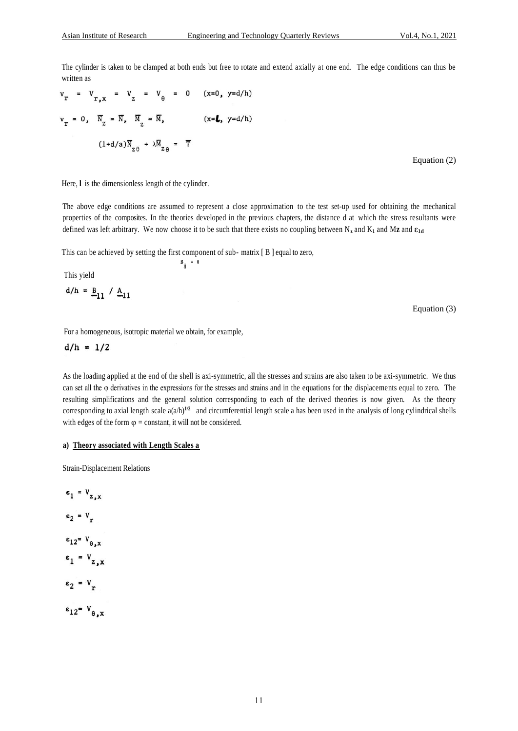The cylinder is taken to be clamped at both ends but free to rotate and extend axially at one end. The edge conditions can thus be written as

$$v_r = V_{r,x} = V_z = V_\theta = 0 \quad (x=0,\ y=d/h)$$

$$v_r = 0,\ \ \overline{N}_z = \overline{N},\ \ \overline{M}_z = \overline{M}, \quad (x=\boldsymbol{l},\ y=d/h)$$

$$(1+d/a)\overline{N}_{z\theta} + \lambda\overline{M}_{z\theta} = \overline{T}$$

Equation (2)

Here, **l** is the dimensionless length of the cylinder.

The above edge conditions are assumed to represent a close approximation to the test set-up used for obtaining the mechanical properties of the composites. In the theories developed in the previous chapters, the distance d at which the stress resultants were defined was left arbitrary. We now choose it to be such that there exists no coupling between $N_z$ and $K_1$ and M**z** and $\boldsymbol{\varepsilon_{1d}}$

This can be achieved by setting the first component of sub- matrix [ B ] equal to zero,

$$B_{ij} = 0$$

This yield

$$d/h = \underline{B}_{11} \,/\, \underline{A}_{11}$$

Equation (3)

For a homogeneous, isotropic material we obtain, for example,

$$d/h = 1/2$$

As the loading applied at the end of the shell is axi-symmetric, all the stresses and strains are also taken to be axi-symmetric. We thus can set all the φ derivatives in the expressions for the stresses and strains and in the equations for the displacements equal to zero. The resulting simplifications and the general solution corresponding to each of the derived theories is now given. As the theory corresponding to axial length scale $a(a/h)^{1/2}$ and circumferential length scale a has been used in the analysis of long cylindrical shells with edges of the form φ = constant, it will not be considered.

**a) Theory associated with Length Scales a**

Strain-Displacement Relations

$$\varepsilon_1 = V_{z,x}$$

$$\varepsilon_2 = V_r$$

$$\varepsilon_{12} = V_{\theta,x}$$

$$\varepsilon_1 = V_{z,x}$$

$$\varepsilon_2 = V_r$$

$$\varepsilon_{12} = V_{\theta,x}$$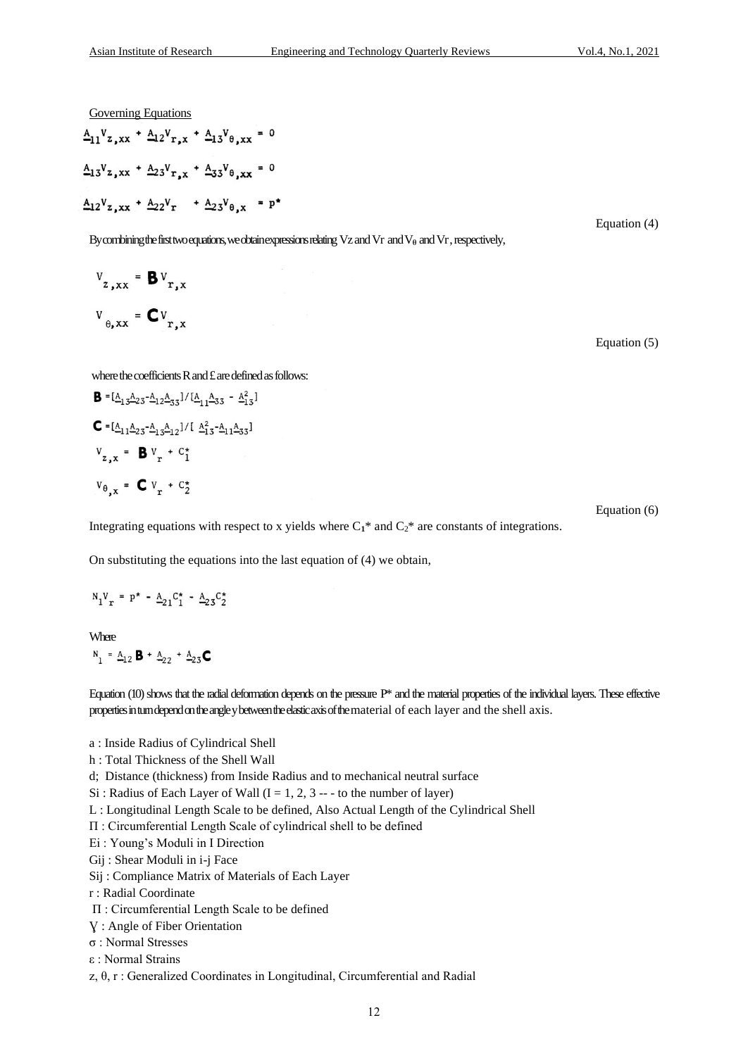Governing Equations

$$\underline{A}_{11}V_{z,xx} + \underline{A}_{12}V_{r,x} + \underline{A}_{13}V_{\theta,xx} = 0$$

$$\underline{A}_{13}V_{z,xx} + \underline{A}_{23}V_{r,x} + \underline{A}_{33}V_{\theta,xx} = 0$$

$$\underline{A}_{12}V_{z,xx} + \underline{A}_{22}V_{r} + \underline{A}_{23}V_{\theta,x} = p^{*}$$

Equation (4)

By combining the first two equations, we obtain expressions relating Vz and Vr and $V_\theta$ and Vr, respectively,

$$V_{z,xx} = \mathbf{B}\,V_{r,x}$$

$$V_{\theta,xx} = \mathbf{C}\,V_{r,x}$$

Equation (5)

where the coefficients R and £ are defined as follows:

$$\mathbf{B} = [\underline{A}_{13}\underline{A}_{23} - \underline{A}_{12}\underline{A}_{33}]/[\underline{A}_{11}\underline{A}_{33} - \underline{A}_{13}^{2}]$$

$$\mathbf{C} = [\underline{A}_{11}\underline{A}_{23} - \underline{A}_{13}\underline{A}_{12}]/[\underline{A}_{13}^{2} - \underline{A}_{11}\underline{A}_{33}]$$

$$V_{z,x} = \mathbf{B}\,V_{r} + C_{1}^{*}$$

$$V_{\theta,x} = \mathbf{C}\,V_{r} + C_{2}^{*}$$

Equation (6)

Integrating equations with respect to x yields where $C_1$* and $C_2$* are constants of integrations.

On substituting the equations into the last equation of (4) we obtain,

$$N_{1}V_{r} = p^{*} - \underline{A}_{21}C_{1}^{*} - \underline{A}_{23}C_{2}^{*}$$

Where

$$N_{1} = \underline{A}_{12}\mathbf{B} + \underline{A}_{22} + \underline{A}_{23}\mathbf{C}$$

Equation (10) shows that the radial deformation depends on the pressure P* and the material properties of the individual layers. These effective properties in turn depend on the angle y between the elastic axis of the material of each layer and the shell axis.

a : Inside Radius of Cylindrical Shell
h : Total Thickness of the Shell Wall
d; Distance (thickness) from Inside Radius and to mechanical neutral surface
Si : Radius of Each Layer of Wall (I = 1, 2, 3 -- - to the number of layer)
L : Longitudinal Length Scale to be defined, Also Actual Length of the Cylindrical Shell
Π : Circumferential Length Scale of cylindrical shell to be defined
Ei : Young's Moduli in I Direction
Gij : Shear Moduli in i-j Face
Sij : Compliance Matrix of Materials of Each Layer
r : Radial Coordinate
Π : Circumferential Length Scale to be defined
Ɣ : Angle of Fiber Orientation
σ : Normal Stresses
ε : Normal Strains
z, θ, r : Generalized Coordinates in Longitudinal, Circumferential and Radial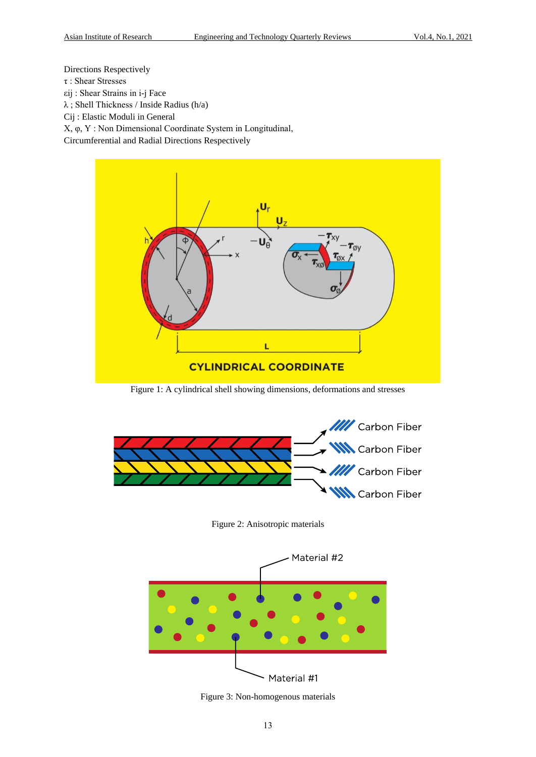Directions Respectively

$\tau$ : Shear Stresses

$\varepsilon ij$ : Shear Strains in i-j Face

$\lambda$ ; Shell Thickness / Inside Radius (h/a)

Cij : Elastic Moduli in General

X, $\varphi$, Y : Non Dimensional Coordinate System in Longitudinal, Circumferential and Radial Directions Respectively

Figure 1: A cylindrical shell showing dimensions, deformations and stresses

Figure 2: Anisotropic materials

Figure 3: Non-homogenous materials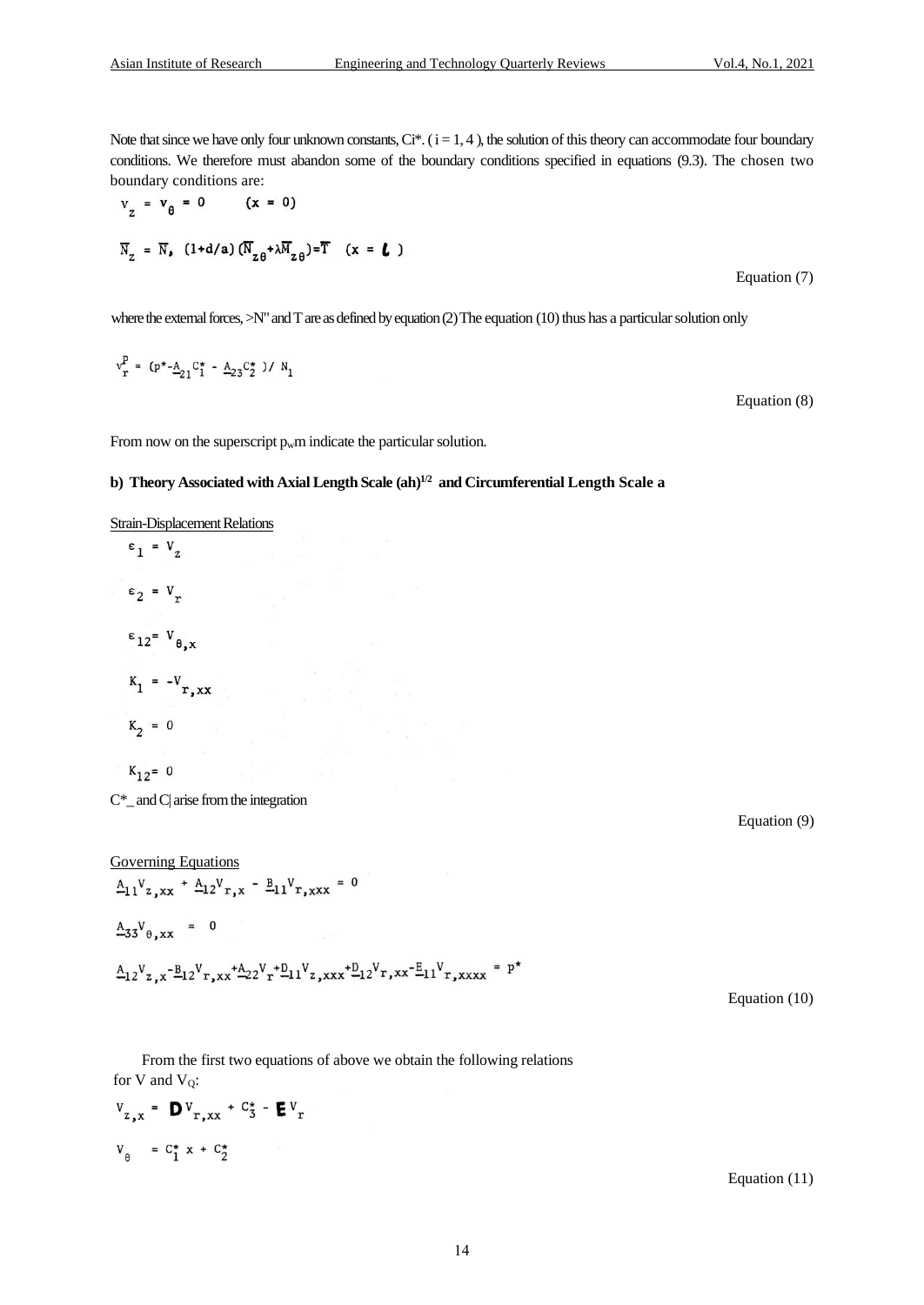Note that since we have only four unknown constants, Ci*. ( i = 1, 4 ), the solution of this theory can accommodate four boundary conditions. We therefore must abandon some of the boundary conditions specified in equations (9.3). The chosen two boundary conditions are:

$$v_z = v_\theta = 0 \qquad (x = 0)$$

$$\overline{N}_z = \overline{N}, \; (1+d/a)(\overline{N}_{z\theta}+\lambda\overline{M}_{z\theta}) = \overline{T} \quad (x = \ell)$$

Equation (7)

where the external forces, >N" and T are as defined by equation (2) The equation (10) thus has a particular solution only

$$v_r^P = (p^* - \underline{A}_{21}C_1^* - \underline{A}_{23}C_2^*)/N_1$$

Equation (8)

From now on the superscript $p_w$m indicate the particular solution.

**b) Theory Associated with Axial Length Scale (ah)$^{1/2}$ and Circumferential Length Scale a**

Strain-Displacement Relations

$$\varepsilon_1 = V_z$$

$$\varepsilon_2 = V_r$$

$$\varepsilon_{12} = V_{\theta,x}$$

$$K_1 = -V_{r,xx}$$

$$K_2 = 0$$

$$K_{12} = 0$$

C*_ and C| arise from the integration

Equation (9)

Governing Equations

$$\underline{A}_{11}V_{z,xx} + \underline{A}_{12}V_{r,x} - \underline{B}_{11}V_{r,xxx} = 0$$

$$\underline{A}_{33}V_{\theta,xx} = 0$$

$$\underline{A}_{12}V_{z,x} - \underline{B}_{12}V_{r,xx} + \underline{A}_{22}V_r + \underline{D}_{11}V_{z,xxx} + \underline{D}_{12}V_{r,xx} - \underline{E}_{11}V_{r,xxxx} = p^*$$

Equation (10)

From the first two equations of above we obtain the following relations for V and $V_Q$:

$$V_{z,x} = \mathbf{D}V_{r,xx} + C_3^* - \mathbf{E}V_r$$

$$V_\theta = C_1^* x + C_2^*$$

Equation (11)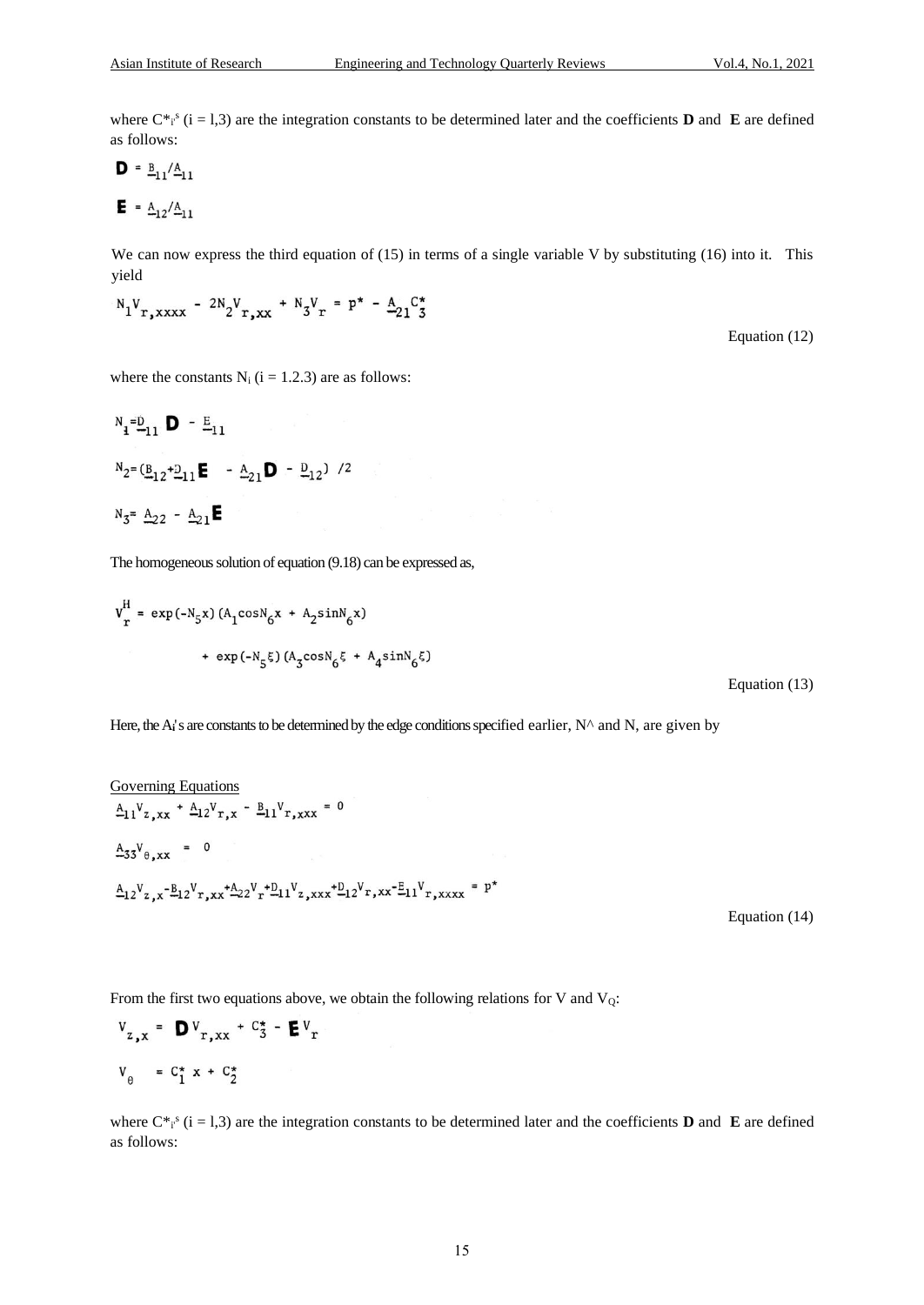where $C^*{}_i{}^s$ (i = l,3) are the integration constants to be determined later and the coefficients **D** and **E** are defined as follows:

$$\mathbf{D} = \underline{B}_{11}/\underline{A}_{11}$$

$$\mathbf{E} = \underline{A}_{12}/\underline{A}_{11}$$

We can now express the third equation of (15) in terms of a single variable V by substituting (16) into it. This yield

$$N_1 V_{r,xxxx} - 2N_2 V_{r,xx} + N_3 V_r = p^* - \underline{A}_{21} C_3^*$$

Equation (12)

where the constants $N_i$ (i = 1.2.3) are as follows:

$$N_1 = \underline{D}_{11}\,\mathbf{D} - \underline{E}_{11}$$

$$N_2 = (\underline{B}_{12} + \underline{D}_{11}\,\mathbf{E} - \underline{A}_{21}\,\mathbf{D} - \underline{D}_{12})\ /2$$

$$N_3 = \underline{A}_{22} - \underline{A}_{21}\,\mathbf{E}$$

The homogeneous solution of equation (9.18) can be expressed as,

$$V_r^H = \exp(-N_5 x)(A_1 \cos N_6 x + A_2 \sin N_6 x) + \exp(-N_5 \xi)(A_3 \cos N_6 \xi + A_4 \sin N_6 \xi)$$

Equation (13)

Here, the $A_i$'s are constants to be determined by the edge conditions specified earlier, N^ and N, are given by

Governing Equations

$$\underline{A}_{11} V_{z,xx} + \underline{A}_{12} V_{r,x} - \underline{B}_{11} V_{r,xxx} = 0$$

$$\underline{A}_{33} V_{\theta,xx} = 0$$

$$\underline{A}_{12} V_{z,x} - \underline{B}_{12} V_{r,xx} + \underline{A}_{22} V_r + \underline{D}_{11} V_{z,xxx} + \underline{D}_{12} V_{r,xx} - \underline{E}_{11} V_{r,xxxx} = p^*$$

Equation (14)

From the first two equations above, we obtain the following relations for V and $V_Q$:

$$V_{z,x} = \mathbf{D}\, V_{r,xx} + C_3^* - \mathbf{E}\, V_r$$

$$V_\theta = C_1^* x + C_2^*$$

where $C^*{}_i{}^s$ (i = l,3) are the integration constants to be determined later and the coefficients **D** and **E** are defined as follows: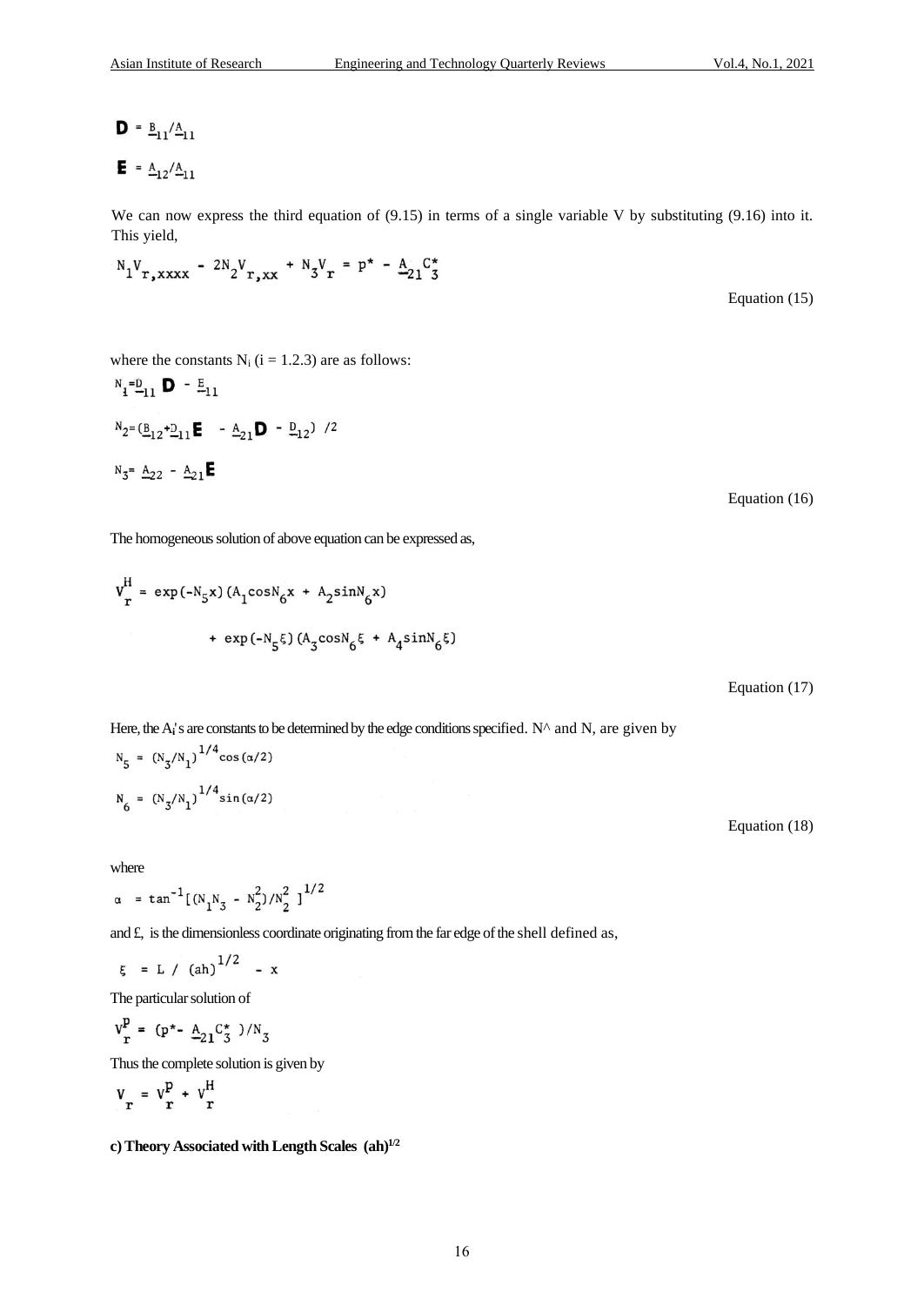$$\mathbf{D} = \underline{B}_{11}/\underline{A}_{11}$$

$$\mathbf{E} = \underline{A}_{12}/\underline{A}_{11}$$

We can now express the third equation of (9.15) in terms of a single variable V by substituting (9.16) into it. This yield,

$$N_1 V_{r,xxxx} - 2N_2 V_{r,xx} + N_3 V_r = p^* - \underline{A}_{21} C_3^*$$

Equation (15)

where the constants $N_i$ (i = 1.2.3) are as follows:

$$N_1 = \underline{D}_{11}\mathbf{D} - \underline{E}_{11}$$

$$N_2 = (\underline{B}_{12} + \underline{D}_{11}\mathbf{E} - \underline{A}_{21}\mathbf{D} - \underline{D}_{12})/2$$

$$N_3 = \underline{A}_{22} - \underline{A}_{21}\mathbf{E}$$

Equation (16)

The homogeneous solution of above equation can be expressed as,

$$V_r^H = \exp(-N_5 x)(A_1 \cos N_6 x + A_2 \sin N_6 x) + \exp(-N_5 \xi)(A_3 \cos N_6 \xi + A_4 \sin N_6 \xi)$$

Equation (17)

Here, the $A_i$'s are constants to be determined by the edge conditions specified. N^ and N, are given by

$$N_5 = (N_3/N_1)^{1/4}\cos(\alpha/2)$$

$$N_6 = (N_3/N_1)^{1/4}\sin(\alpha/2)$$

Equation (18)

where

$$\alpha = \tan^{-1}[(N_1 N_3 - N_2^2)/N_2^2]^{1/2}$$

and £, is the dimensionless coordinate originating from the far edge of the shell defined as,

$$\xi = L/(ah)^{1/2} - x$$

The particular solution of

$$V_r^p = (p^* - \underline{A}_{21} C_3^*)/N_3$$

Thus the complete solution is given by

$$V_r = V_r^p + V_r^H$$

**c) Theory Associated with Length Scales $(ah)^{1/2}$**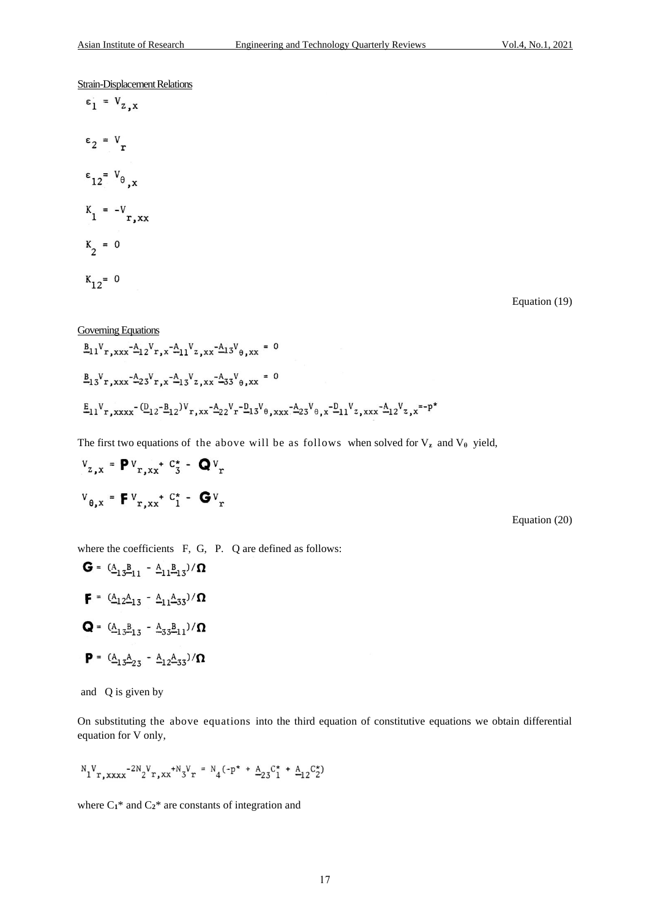Strain-Displacement Relations

$$\varepsilon_1 = V_{z,x}$$

$$\varepsilon_2 = V_r$$

$$\varepsilon_{12} = V_{\theta,x}$$

$$K_1 = -V_{r,xx}$$

$$K_2 = 0$$

$$K_{12} = 0$$

Equation (19)

Governing Equations

$$\underline{B}_{11}V_{r,xxx} - \underline{A}_{12}V_{r,x} - \underline{A}_{11}V_{z,xx} - \underline{A}_{13}V_{\theta,xx} = 0$$

$$\underline{B}_{13}V_{r,xxx} - \underline{A}_{23}V_{r,x} - \underline{A}_{13}V_{z,xx} - \underline{A}_{33}V_{\theta,xx} = 0$$

$$\underline{E}_{11}V_{r,xxxx} - (\underline{D}_{12} - \underline{B}_{12})V_{r,xx} - \underline{A}_{22}V_r - \underline{D}_{13}V_{\theta,xxx} - \underline{A}_{23}V_{\theta,x} - \underline{D}_{11}V_{z,xxx} - \underline{A}_{12}V_{z,x} = -p^*$$

The first two equations of the above will be as follows when solved for $V_z$ and $V_\theta$ yield,

$$V_{z,x} = \mathbf{P}V_{r,xx} + C_3^* - \mathbf{Q}V_r$$

$$V_{\theta,x} = \mathbf{F}V_{r,xx} + C_1^* - \mathbf{G}V_r$$

Equation (20)

where the coefficients F, G, P. Q are defined as follows:

$$\mathbf{G} = (\underline{A}_{13}\underline{B}_{11} - \underline{A}_{11}\underline{B}_{13})/\mathbf{\Omega}$$

$$\mathbf{F} = (\underline{A}_{12}\underline{A}_{13} - \underline{A}_{11}\underline{A}_{33})/\mathbf{\Omega}$$

$$\mathbf{Q} = (\underline{A}_{13}\underline{B}_{13} - \underline{A}_{33}\underline{B}_{11})/\mathbf{\Omega}$$

$$\mathbf{P} = (\underline{A}_{13}\underline{A}_{23} - \underline{A}_{12}\underline{A}_{33})/\mathbf{\Omega}$$

and Q is given by

On substituting the above equations into the third equation of constitutive equations we obtain differential equation for V only,

$$N_1V_{r,xxxx} - 2N_2V_{r,xx} + N_3V_r = N_4(-p^* + \underline{A}_{23}C_1^* + \underline{A}_{12}C_2^*)$$

where $C_1$* and $C_2$* are constants of integration and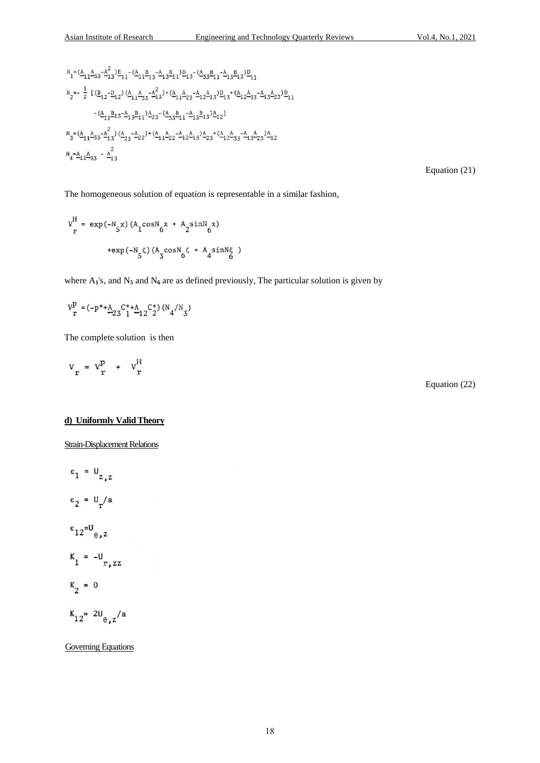$$N_1 = (\underline{A}_{11}\underline{A}_{33} - \underline{A}_{13}^2)\underline{E}_{11} - (\underline{A}_{11}\underline{B}_{13} - \underline{A}_{13}\underline{B}_{11})\underline{D}_{13} - (\underline{A}_{33}\underline{B}_{11} - \underline{A}_{13}\underline{B}_{13})\underline{D}_{11}$$

$$N_2 = -\frac{1}{2}\,[(\underline{B}_{12} - \underline{D}_{12})(\underline{A}_{11}\underline{A}_{33} - \underline{A}_{13}^2) + (\underline{A}_{11}\underline{A}_{23} - \underline{A}_{12}\underline{A}_{13})\underline{D}_{13} + (\underline{A}_{12}\underline{A}_{33} - \underline{A}_{13}\underline{A}_{23})\underline{D}_{11}$$

$$- (\underline{A}_{11}\underline{B}_{13} - \underline{A}_{13}\underline{B}_{11})\underline{A}_{23} - (\underline{A}_{33}\underline{B}_{11} - \underline{A}_{13}\underline{B}_{13})\underline{A}_{12}]$$

$$N_3 = (\underline{A}_{11}\underline{A}_{33} - \underline{A}_{13}^2)(\underline{A}_{23} - \underline{A}_{22}) + (\underline{A}_{11}\underline{A}_{22} - \underline{A}_{12}\underline{A}_{13})\underline{A}_{23} + (\underline{A}_{12}\underline{A}_{33} - \underline{A}_{13}\underline{A}_{23})\underline{A}_{12}$$

$$N_4 = \underline{A}_{11}\underline{A}_{33} - \underline{A}_{13}^2$$

Equation (21)

The homogeneous solution of equation is representable in a similar fashion,

$$V_r^H = \exp(-N_5 x)(A_1 \cos N_6 x + A_2 \sin N_6 x)$$

$$+ \exp(-N_5 \xi)(A_3 \cos N_6 \xi + A_4 \sin N_6 \xi)$$

where $A_1$'s, and $N_5$ and $N_6$ are as defined previously, The particular solution is given by

$$V_r^P = (-p^* + \underline{A}_{23} C_1^* + \underline{A}_{12} C_2^*)(N_4/N_3)$$

The complete solution is then

$$V_r = V_r^P + V_r^H$$

Equation (22)

### d) Uniformly Valid Theory

Strain-Displacement Relations

$$\varepsilon_1 = U_{z,z}$$

$$\varepsilon_2 = U_r/a$$

$$\varepsilon_{12} = U_{\theta,z}$$

$$K_1 = -U_{r,zz}$$

$$K_2 = 0$$

$$K_{12} = 2U_{\theta,z}/a$$

Governing Equations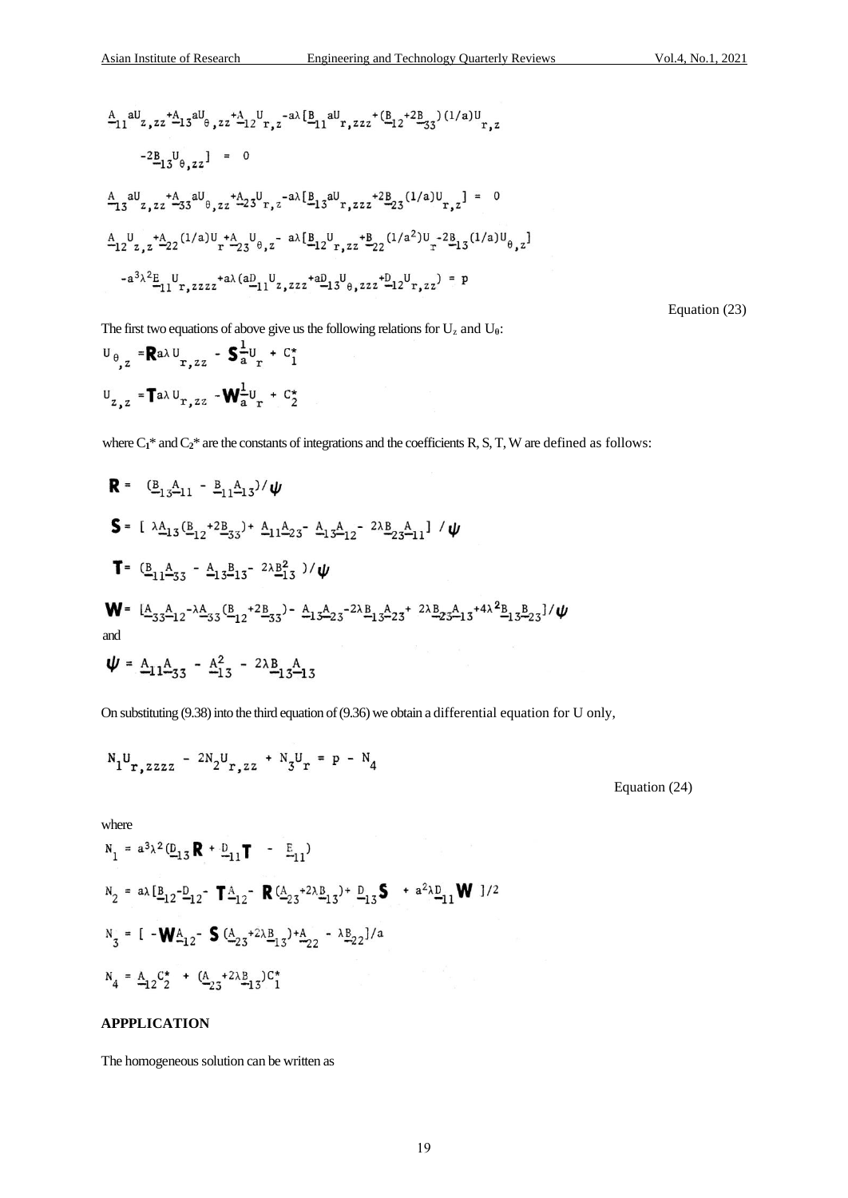$$\underline{A}_{11}aU_{z,zz}+\underline{A}_{13}aU_{\theta,zz}+\underline{A}_{12}U_{r,z}-a\lambda[\underline{B}_{11}aU_{r,zzz}+(\underline{B}_{12}+2\underline{B}_{33})(1/a)U_{r,z}$$

$$-2\underline{B}_{13}U_{\theta,zz}] = 0$$

$$\underline{A}_{13}aU_{z,zz}+\underline{A}_{33}aU_{\theta,zz}+\underline{A}_{23}U_{r,z}-a\lambda[\underline{B}_{13}aU_{r,zzz}+2\underline{B}_{23}(1/a)U_{r,z}] = 0$$

$$\underline{A}_{12}U_{z,z}+\underline{A}_{22}(1/a)U_{r}+\underline{A}_{23}U_{\theta,z}-a\lambda[\underline{B}_{12}U_{r,zz}+\underline{B}_{22}(1/a^2)U_{r}-2\underline{B}_{13}(1/a)U_{\theta,z}]$$

$$-a^3\lambda^2\underline{E}_{11}U_{r,zzzz}+a\lambda(a\underline{D}_{11}U_{z,zzz}+a\underline{D}_{13}U_{\theta,zzz}+\underline{D}_{12}U_{r,zz}) = p$$

Equation (23)

The first two equations of above give us the following relations for $U_z$ and $U_\theta$:

$$U_{\theta,z} = \mathbf{R}a\lambda U_{r,zz} - \mathbf{S}\frac{1}{a}U_r + C_1^*$$

$$U_{z,z} = \mathbf{T}a\lambda U_{r,zz} - \mathbf{W}\frac{1}{a}U_r + C_2^*$$

where $C_1^*$ and $C_2^*$ are the constants of integrations and the coefficients R, S, T, W are defined as follows:

$$\mathbf{R} = (\underline{B}_{13}\underline{A}_{11} - \underline{B}_{11}\underline{A}_{13})/\boldsymbol{\psi}$$

$$\mathbf{S} = [\lambda\underline{A}_{13}(\underline{B}_{12}+2\underline{B}_{33})+\underline{A}_{11}\underline{A}_{23}-\underline{A}_{13}\underline{A}_{12}-2\lambda\underline{B}_{23}\underline{A}_{11}]/\boldsymbol{\psi}$$

$$\mathbf{T} = (\underline{B}_{11}\underline{A}_{33} - \underline{A}_{13}\underline{B}_{13} - 2\lambda\underline{B}_{13}^2)/\boldsymbol{\psi}$$

$$\mathbf{W} = [\underline{A}_{33}\underline{A}_{12}-\lambda\underline{A}_{33}(\underline{B}_{12}+2\underline{B}_{33})-\underline{A}_{13}\underline{A}_{23}-2\lambda\underline{B}_{13}\underline{A}_{23}+2\lambda\underline{B}_{23}\underline{A}_{13}+4\lambda^2\underline{B}_{13}\underline{B}_{23}]/\boldsymbol{\psi}$$

and

$$\boldsymbol{\psi} = \underline{A}_{11}\underline{A}_{33} - \underline{A}_{13}^2 - 2\lambda\underline{B}_{13}\underline{A}_{13}$$

On substituting (9.38) into the third equation of (9.36) we obtain a differential equation for U only,

$$N_1U_{r,zzzz} - 2N_2U_{r,zz} + N_3U_r = p - N_4$$

Equation (24)

where

$$N_1 = a^3\lambda^2(\underline{D}_{13}\mathbf{R} + \underline{D}_{11}\mathbf{T} - \underline{E}_{11})$$

$$N_2 = a\lambda[\underline{B}_{12}-\underline{D}_{12}-\mathbf{T}\underline{A}_{12}-\mathbf{R}(\underline{A}_{23}+2\lambda\underline{B}_{13})+\underline{D}_{13}\mathbf{S} + a^2\lambda\underline{D}_{11}\mathbf{W}]/2$$

$$N_3 = [-\mathbf{W}\underline{A}_{12}-\mathbf{S}(\underline{A}_{23}+2\lambda\underline{B}_{13})+\underline{A}_{22} - \lambda\underline{B}_{22}]/a$$

$$N_4 = \underline{A}_{12}C_2^* + (\underline{A}_{23}+2\lambda\underline{B}_{13})C_1^*$$

**APPPLICATION**

The homogeneous solution can be written as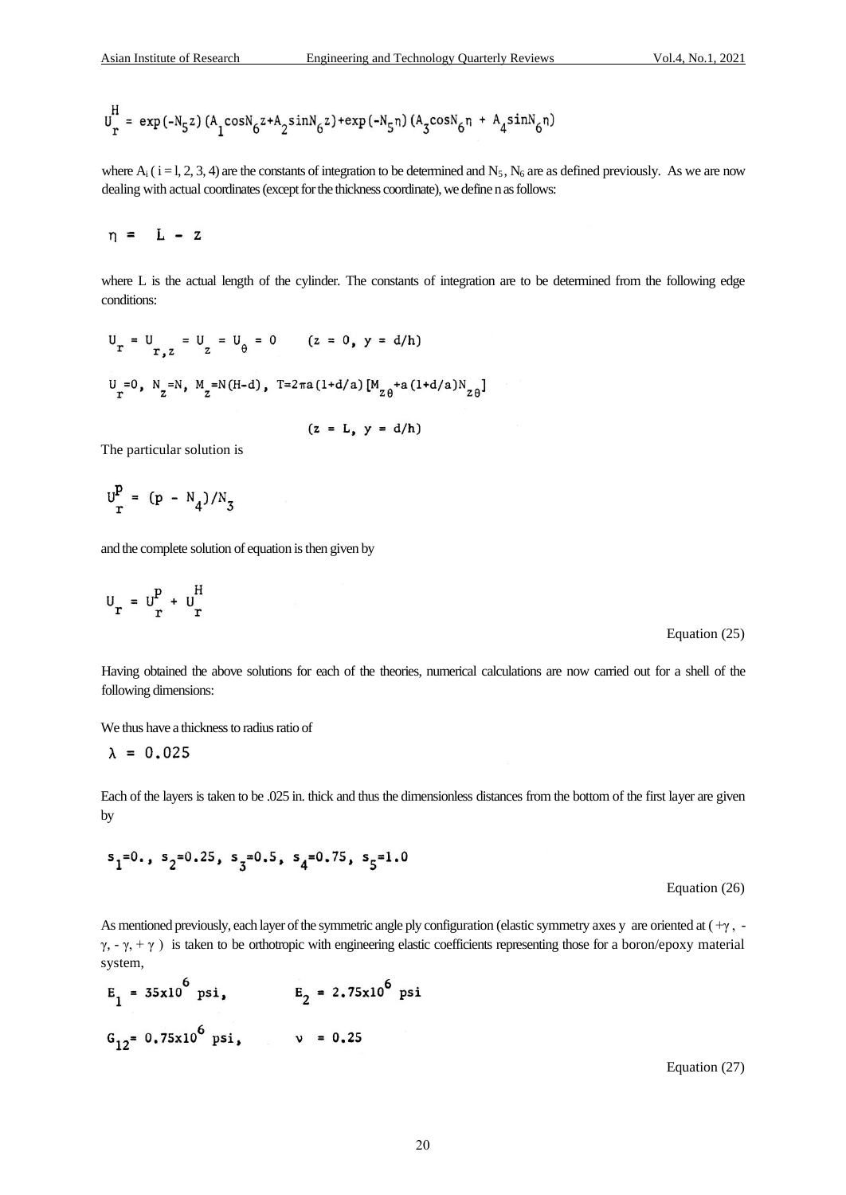$$U_r^H = \exp(-N_5 z)(A_1 \cos N_6 z + A_2 \sin N_6 z) + \exp(-N_5 \eta)(A_3 \cos N_6 \eta + A_4 \sin N_6 \eta)$$

where $A_i$ ( i = l, 2, 3, 4) are the constants of integration to be determined and $N_5$, $N_6$ are as defined previously. As we are now dealing with actual coordinates (except for the thickness coordinate), we define n as follows:

$$\eta = L - z$$

where L is the actual length of the cylinder. The constants of integration are to be determined from the following edge conditions:

$$U_r = U_{r,z} = U_z = U_\theta = 0 \qquad (z = 0,\ y = d/h)$$

$$U_r = 0,\ N_z = N,\ M_z = N(H-d),\ T = 2\pi a(1+d/a)[M_{z\theta} + a(1+d/a)N_{z\theta}]$$

$$(z = L,\ y = d/h)$$

The particular solution is

$$U_r^P = (p - N_4)/N_3$$

and the complete solution of equation is then given by

$$U_r = U_r^P + U_r^H$$

Equation (25)

Having obtained the above solutions for each of the theories, numerical calculations are now carried out for a shell of the following dimensions:

We thus have a thickness to radius ratio of

$$\lambda = 0.025$$

Each of the layers is taken to be .025 in. thick and thus the dimensionless distances from the bottom of the first layer are given by

$$s_1 = 0.,\ s_2 = 0.25,\ s_3 = 0.5,\ s_4 = 0.75,\ s_5 = 1.0$$

Equation (26)

As mentioned previously, each layer of the symmetric angle ply configuration (elastic symmetry axes y are oriented at ( $+\gamma$ , $-\gamma$, $-\gamma$, $+\gamma$ ) is taken to be orthotropic with engineering elastic coefficients representing those for a boron/epoxy material system,

$$E_1 = 35\times10^6 \text{ psi}, \qquad E_2 = 2.75\times10^6 \text{ psi}$$

$$G_{12} = 0.75\times10^6 \text{ psi}, \qquad \nu = 0.25$$

Equation (27)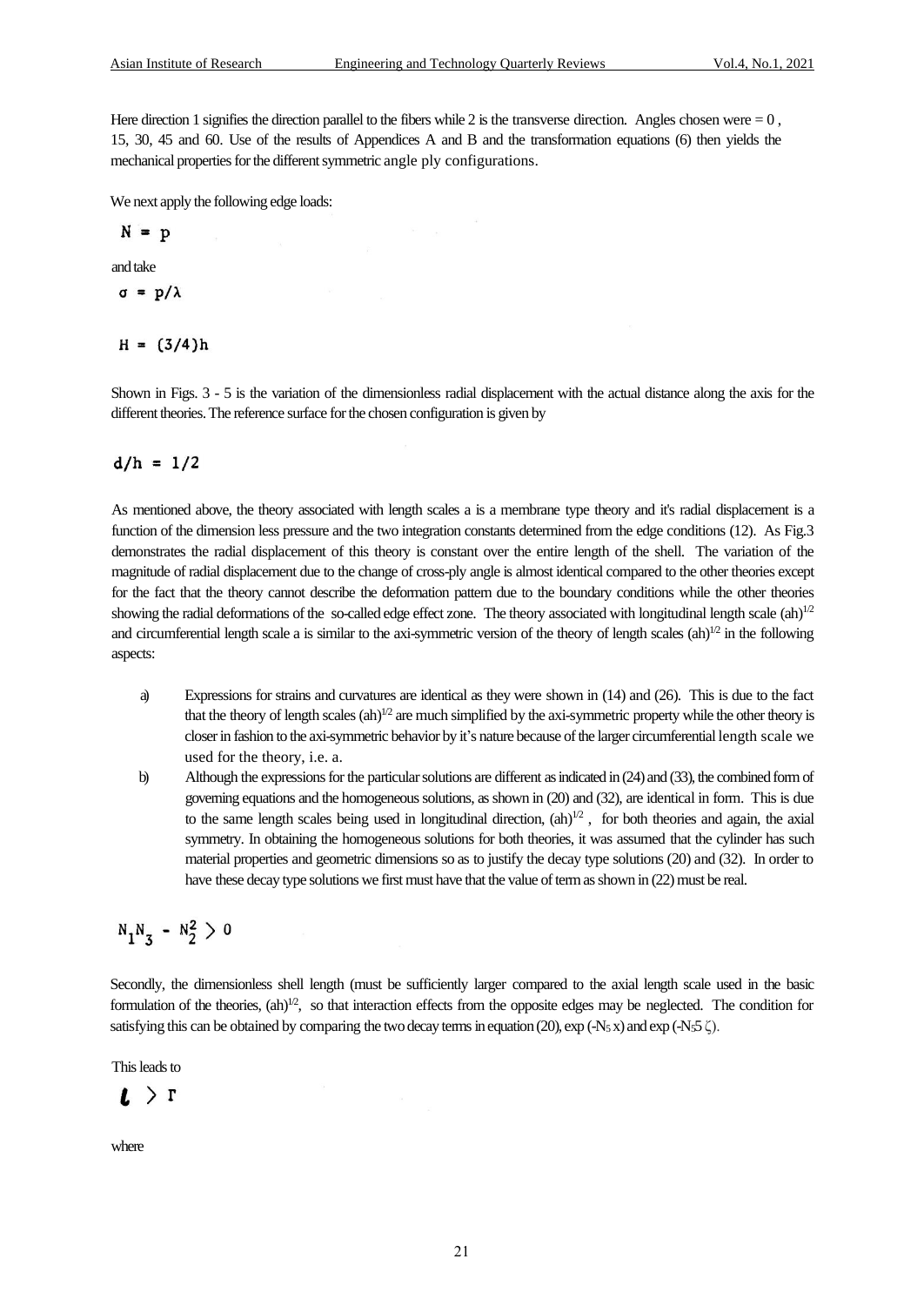Here direction 1 signifies the direction parallel to the fibers while 2 is the transverse direction. Angles chosen were = 0 , 15, 30, 45 and 60. Use of the results of Appendices A and B and the transformation equations (6) then yields the mechanical properties for the different symmetric angle ply configurations.

We next apply the following edge loads:

$$N = p$$

and take

$$\sigma = p/\lambda$$

$$H = (3/4)h$$

Shown in Figs. 3 - 5 is the variation of the dimensionless radial displacement with the actual distance along the axis for the different theories. The reference surface for the chosen configuration is given by

$$d/h = 1/2$$

As mentioned above, the theory associated with length scales a is a membrane type theory and it's radial displacement is a function of the dimension less pressure and the two integration constants determined from the edge conditions (12). As Fig.3 demonstrates the radial displacement of this theory is constant over the entire length of the shell. The variation of the magnitude of radial displacement due to the change of cross-ply angle is almost identical compared to the other theories except for the fact that the theory cannot describe the deformation pattern due to the boundary conditions while the other theories showing the radial deformations of the so-called edge effect zone. The theory associated with longitudinal length scale $(ah)^{1/2}$ and circumferential length scale a is similar to the axi-symmetric version of the theory of length scales $(ah)^{1/2}$ in the following aspects:

a) Expressions for strains and curvatures are identical as they were shown in (14) and (26). This is due to the fact that the theory of length scales $(ah)^{1/2}$ are much simplified by the axi-symmetric property while the other theory is closer in fashion to the axi-symmetric behavior by it's nature because of the larger circumferential length scale we used for the theory, i.e. a.
b) Although the expressions for the particular solutions are different as indicated in (24) and (33), the combined form of governing equations and the homogeneous solutions, as shown in (20) and (32), are identical in form. This is due to the same length scales being used in longitudinal direction, $(ah)^{1/2}$ , for both theories and again, the axial symmetry. In obtaining the homogeneous solutions for both theories, it was assumed that the cylinder has such material properties and geometric dimensions so as to justify the decay type solutions (20) and (32). In order to have these decay type solutions we first must have that the value of term as shown in (22) must be real.

$$N_1N_3 - N_2^2 > 0$$

Secondly, the dimensionless shell length (must be sufficiently larger compared to the axial length scale used in the basic formulation of the theories, $(ah)^{1/2}$, so that interaction effects from the opposite edges may be neglected. The condition for satisfying this can be obtained by comparing the two decay terms in equation (20), $\exp(-N_5 x)$ and $\exp(-N_5 5\zeta)$.

This leads to

$$l > \Gamma$$

where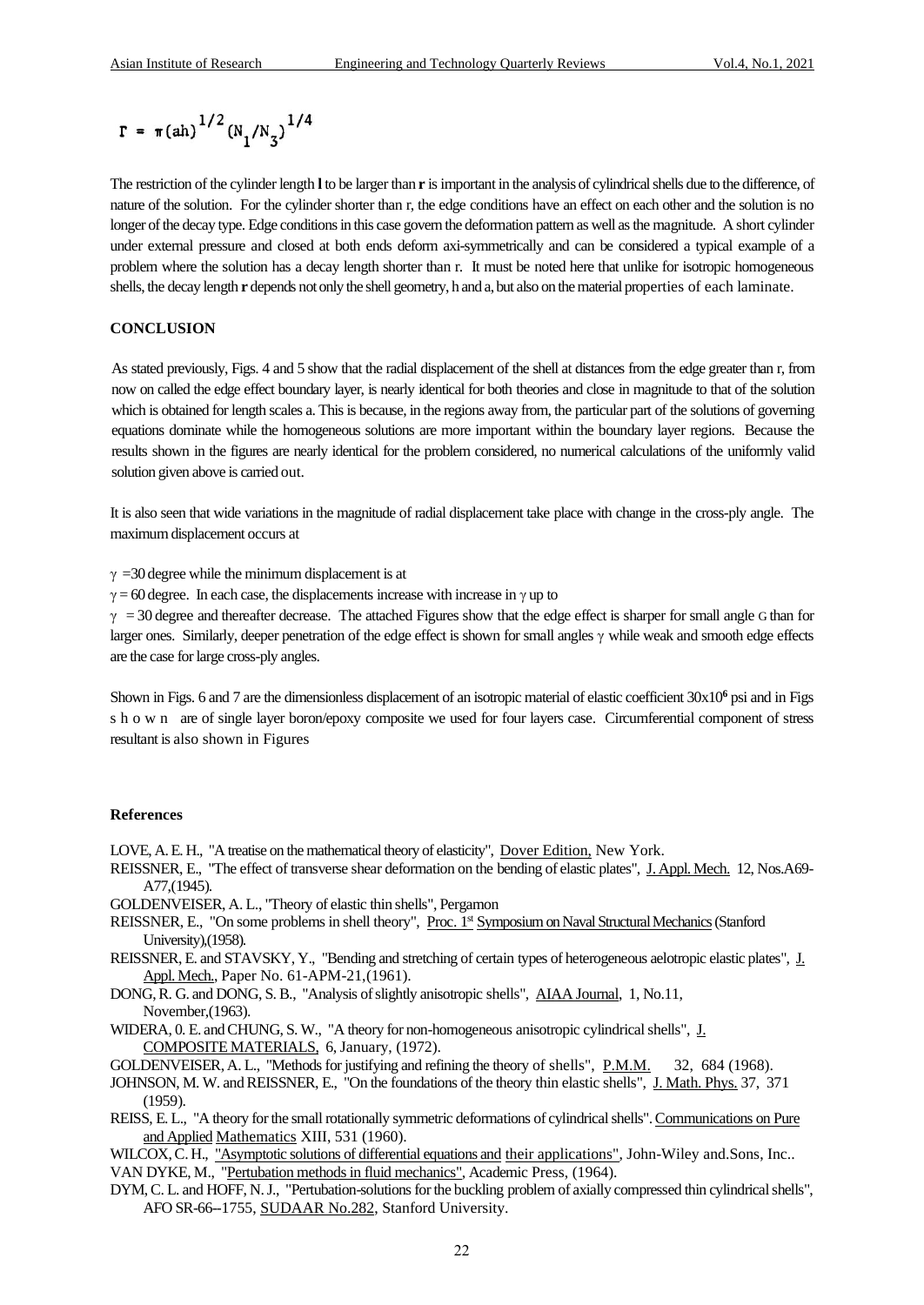$$\Gamma = \pi(ah)^{1/2}(N_1/N_3)^{1/4}$$

The restriction of the cylinder length **l** to be larger than **r** is important in the analysis of cylindrical shells due to the difference, of nature of the solution. For the cylinder shorter than r, the edge conditions have an effect on each other and the solution is no longer of the decay type. Edge conditions in this case govern the deformation pattern as well as the magnitude. A short cylinder under external pressure and closed at both ends deform axi-symmetrically and can be considered a typical example of a problem where the solution has a decay length shorter than r. It must be noted here that unlike for isotropic homogeneous shells, the decay length **r** depends not only the shell geometry, h and a, but also on the material properties of each laminate.

## CONCLUSION

As stated previously, Figs. 4 and 5 show that the radial displacement of the shell at distances from the edge greater than r, from now on called the edge effect boundary layer, is nearly identical for both theories and close in magnitude to that of the solution which is obtained for length scales a. This is because, in the regions away from, the particular part of the solutions of governing equations dominate while the homogeneous solutions are more important within the boundary layer regions. Because the results shown in the figures are nearly identical for the problem considered, no numerical calculations of the uniformly valid solution given above is carried out.

It is also seen that wide variations in the magnitude of radial displacement take place with change in the cross-ply angle. The maximum displacement occurs at

$\gamma$ =30 degree while the minimum displacement is at

$\gamma$ = 60 degree. In each case, the displacements increase with increase in $\gamma$ up to

$\gamma$ = 30 degree and thereafter decrease. The attached Figures show that the edge effect is sharper for small angle G than for larger ones. Similarly, deeper penetration of the edge effect is shown for small angles $\gamma$ while weak and smooth edge effects are the case for large cross-ply angles.

Shown in Figs. 6 and 7 are the dimensionless displacement of an isotropic material of elastic coefficient $30\text{x}10^{6}$ psi and in Figs shown are of single layer boron/epoxy composite we used for four layers case. Circumferential component of stress resultant is also shown in Figures

### References

LOVE, A. E. H., "A treatise on the mathematical theory of elasticity", Dover Edition, New York.

REISSNER, E., "The effect of transverse shear deformation on the bending of elastic plates", J. Appl. Mech. 12, Nos.A69-A77,(1945).

GOLDENVEISER, A. L., "Theory of elastic thin shells", Pergamon

REISSNER, E., "On some problems in shell theory", Proc. 1st Symposium on Naval Structural Mechanics (Stanford University),(1958).

REISSNER, E. and STAVSKY, Y., "Bending and stretching of certain types of heterogeneous aelotropic elastic plates", J. Appl. Mech., Paper No. 61-APM-21,(1961).

DONG, R. G. and DONG, S. B., "Analysis of slightly anisotropic shells", AIAA Journal, 1, No.11, November,(1963).

WIDERA, 0. E. and CHUNG, S. W., "A theory for non-homogeneous anisotropic cylindrical shells", J. COMPOSITE MATERIALS, 6, January, (1972).

GOLDENVEISER, A. L., "Methods for justifying and refining the theory of shells", P.M.M. 32, 684 (1968).

JOHNSON, M. W. and REISSNER, E., "On the foundations of the theory thin elastic shells", J. Math. Phys. 37, 371 (1959).

REISS, E. L., "A theory for the small rotationally symmetric deformations of cylindrical shells". Communications on Pure and Applied Mathematics XIII, 531 (1960).

WILCOX, C. H., "Asymptotic solutions of differential equations and their applications", John-Wiley and.Sons, Inc..

VAN DYKE, M., "Pertubation methods in fluid mechanics", Academic Press, (1964).

DYM, C. L. and HOFF, N. J., "Pertubation-solutions for the buckling problem of axially compressed thin cylindrical shells", AFO SR-66--1755, SUDAAR No.282, Stanford University.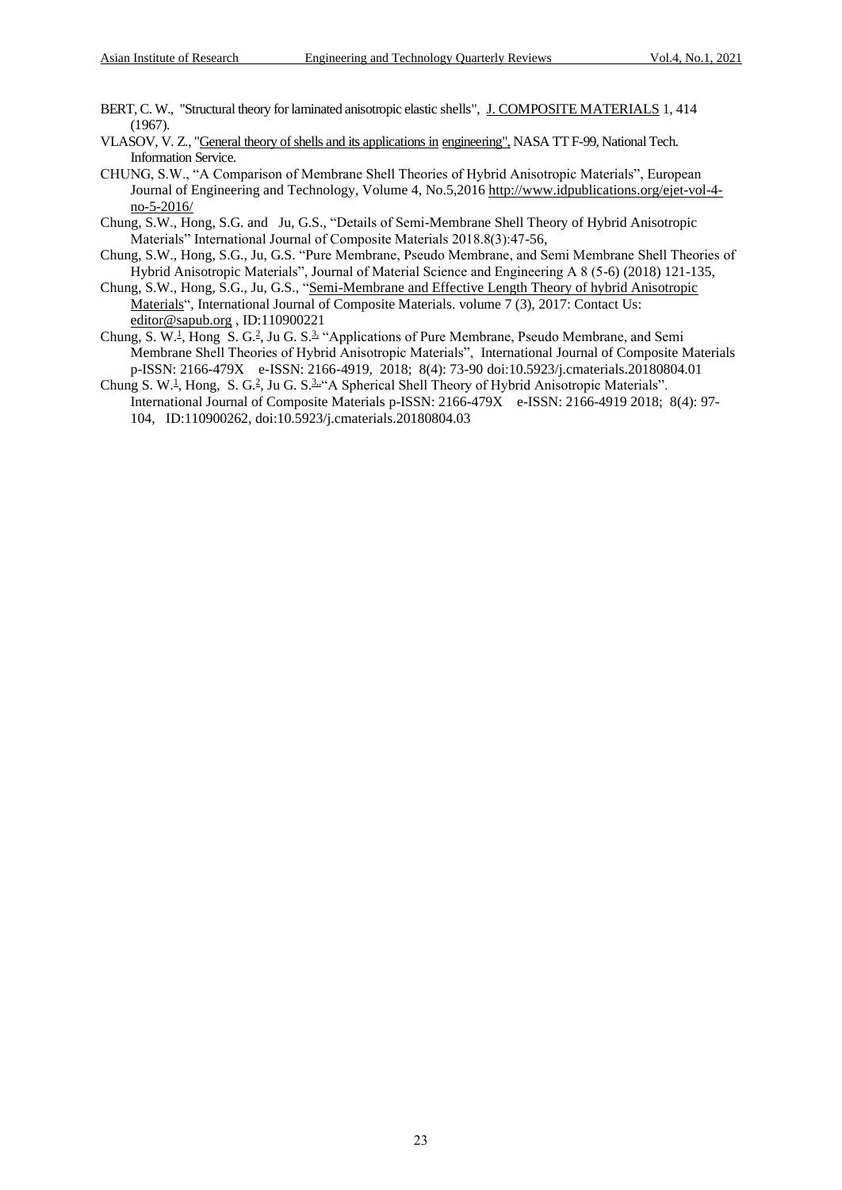BERT, C. W., "Structural theory for laminated anisotropic elastic shells", J. COMPOSITE MATERIALS 1, 414 (1967).

VLASOV, V. Z., "General theory of shells and its applications in engineering", NASA TT F-99, National Tech. Information Service.

CHUNG, S.W., "A Comparison of Membrane Shell Theories of Hybrid Anisotropic Materials", European Journal of Engineering and Technology, Volume 4, No.5,2016 http://www.idpublications.org/ejet-vol-4-no-5-2016/

Chung, S.W., Hong, S.G. and Ju, G.S., "Details of Semi-Membrane Shell Theory of Hybrid Anisotropic Materials" International Journal of Composite Materials 2018.8(3):47-56,

Chung, S.W., Hong, S.G., Ju, G.S. "Pure Membrane, Pseudo Membrane, and Semi Membrane Shell Theories of Hybrid Anisotropic Materials", Journal of Material Science and Engineering A 8 (5-6) (2018) 121-135,

Chung, S.W., Hong, S.G., Ju, G.S., "Semi-Membrane and Effective Length Theory of hybrid Anisotropic Materials", International Journal of Composite Materials. volume 7 (3), 2017: Contact Us: editor@sapub.org , ID:110900221

Chung, S. W.[1], Hong S. G.[2], Ju G. S.[3] "Applications of Pure Membrane, Pseudo Membrane, and Semi Membrane Shell Theories of Hybrid Anisotropic Materials", International Journal of Composite Materials p-ISSN: 2166-479X e-ISSN: 2166-4919, 2018; 8(4): 73-90 doi:10.5923/j.cmaterials.20180804.01

Chung S. W.[1], Hong, S. G.[2], Ju G. S.[3], "A Spherical Shell Theory of Hybrid Anisotropic Materials". International Journal of Composite Materials p-ISSN: 2166-479X e-ISSN: 2166-4919 2018; 8(4): 97-104, ID:110900262, doi:10.5923/j.cmaterials.20180804.03